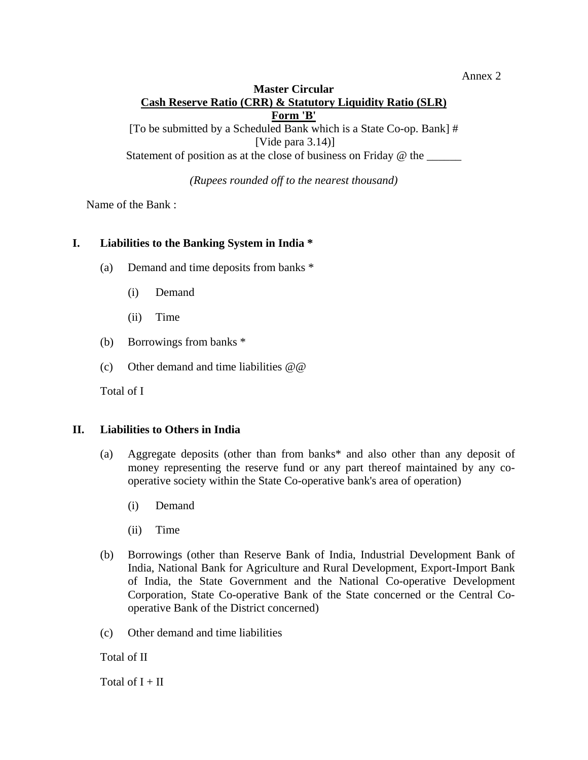Annex 2

**Master Circular**

**Cash Reserve Ratio (CRR) & Statutory Liquidity Ratio (SLR)**

**Form 'B'**

[To be submitted by a Scheduled Bank which is a State Co-op. Bank] #

[Vide para 3.14)]

Statement of position as at the close of business on Friday @ the ______

*(Rupees rounded off to the nearest thousand)*

Name of the Bank :

**I. Liabilities to the Banking System in India ***

(a) Demand and time deposits from banks *

(i) Demand

(ii) Time

(b) Borrowings from banks *

(c) Other demand and time liabilities @@

Total of I

**II. Liabilities to Others in India**

(a) Aggregate deposits (other than from banks* and also other than any deposit of money representing the reserve fund or any part thereof maintained by any co-operative society within the State Co-operative bank's area of operation)

(i) Demand

(ii) Time

(b) Borrowings (other than Reserve Bank of India, Industrial Development Bank of India, National Bank for Agriculture and Rural Development, Export-Import Bank of India, the State Government and the National Co-operative Development Corporation, State Co-operative Bank of the State concerned or the Central Co-operative Bank of the District concerned)

(c) Other demand and time liabilities

Total of II

Total of I + II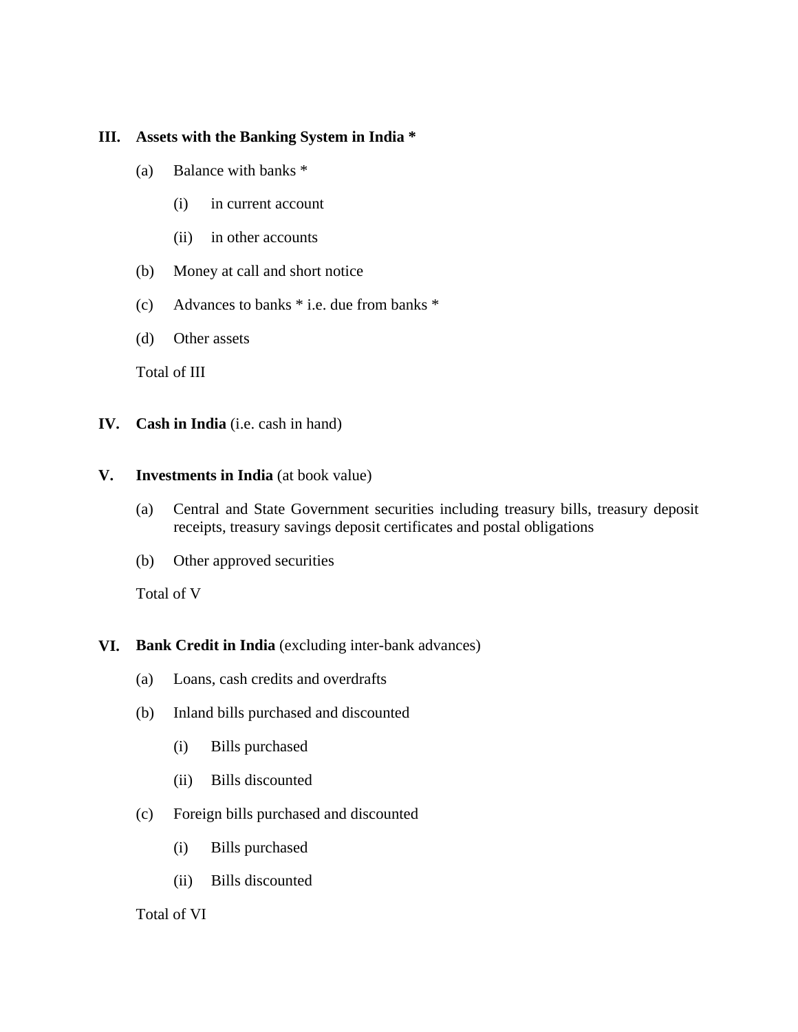**III. Assets with the Banking System in India ***

(a) Balance with banks *

(i) in current account

(ii) in other accounts

(b) Money at call and short notice

(c) Advances to banks * i.e. due from banks *

(d) Other assets

Total of III

**IV. Cash in India** (i.e. cash in hand)

**V. Investments in India** (at book value)

(a) Central and State Government securities including treasury bills, treasury deposit receipts, treasury savings deposit certificates and postal obligations

(b) Other approved securities

Total of V

**VI. Bank Credit in India** (excluding inter-bank advances)

(a) Loans, cash credits and overdrafts

(b) Inland bills purchased and discounted

(i) Bills purchased

(ii) Bills discounted

(c) Foreign bills purchased and discounted

(i) Bills purchased

(ii) Bills discounted

Total of VI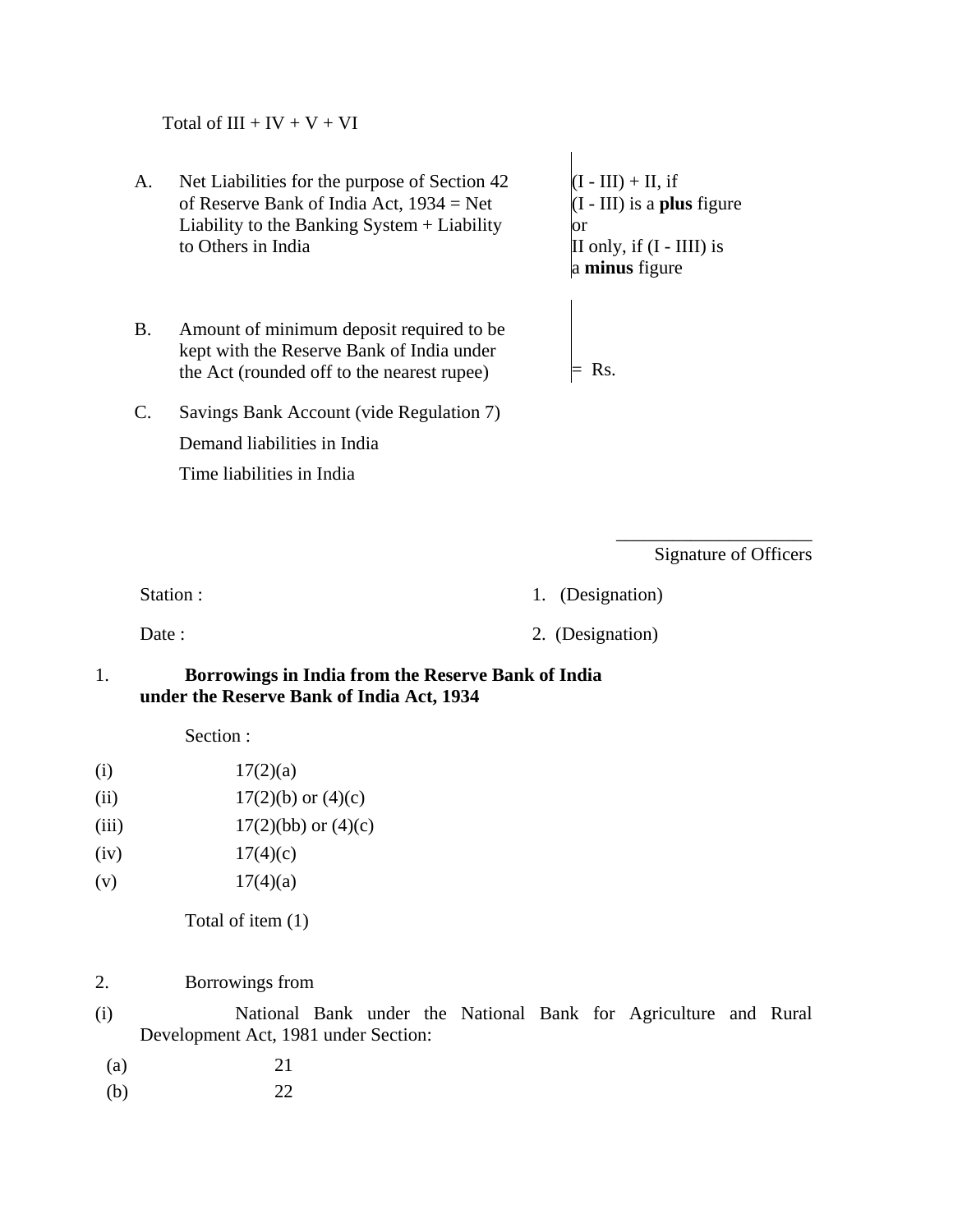Total of III + IV + V + VI

| | | |
|---|---|---|
| A. | Net Liabilities for the purpose of Section 42 of Reserve Bank of India Act, 1934 = Net Liability to the Banking System + Liability to Others in India | (I - III) + II, if (I - III) is a **plus** figure or II only, if (I - IIII) is a **minus** figure |
| B. | Amount of minimum deposit required to be kept with the Reserve Bank of India under the Act (rounded off to the nearest rupee) | = Rs. |

C. Savings Bank Account (vide Regulation 7)

Demand liabilities in India

Time liabilities in India

______________________

Signature of Officers

Station : 1. (Designation)

Date : 2. (Designation)

1. **Borrowings in India from the Reserve Bank of India under the Reserve Bank of India Act, 1934**

Section :

(i) 17(2)(a)

(ii) 17(2)(b) or (4)(c)

(iii) 17(2)(bb) or (4)(c)

(iv) 17(4)(c)

(v) 17(4)(a)

Total of item (1)

2. Borrowings from

(i) National Bank under the National Bank for Agriculture and Rural Development Act, 1981 under Section:

(a) 21

(b) 22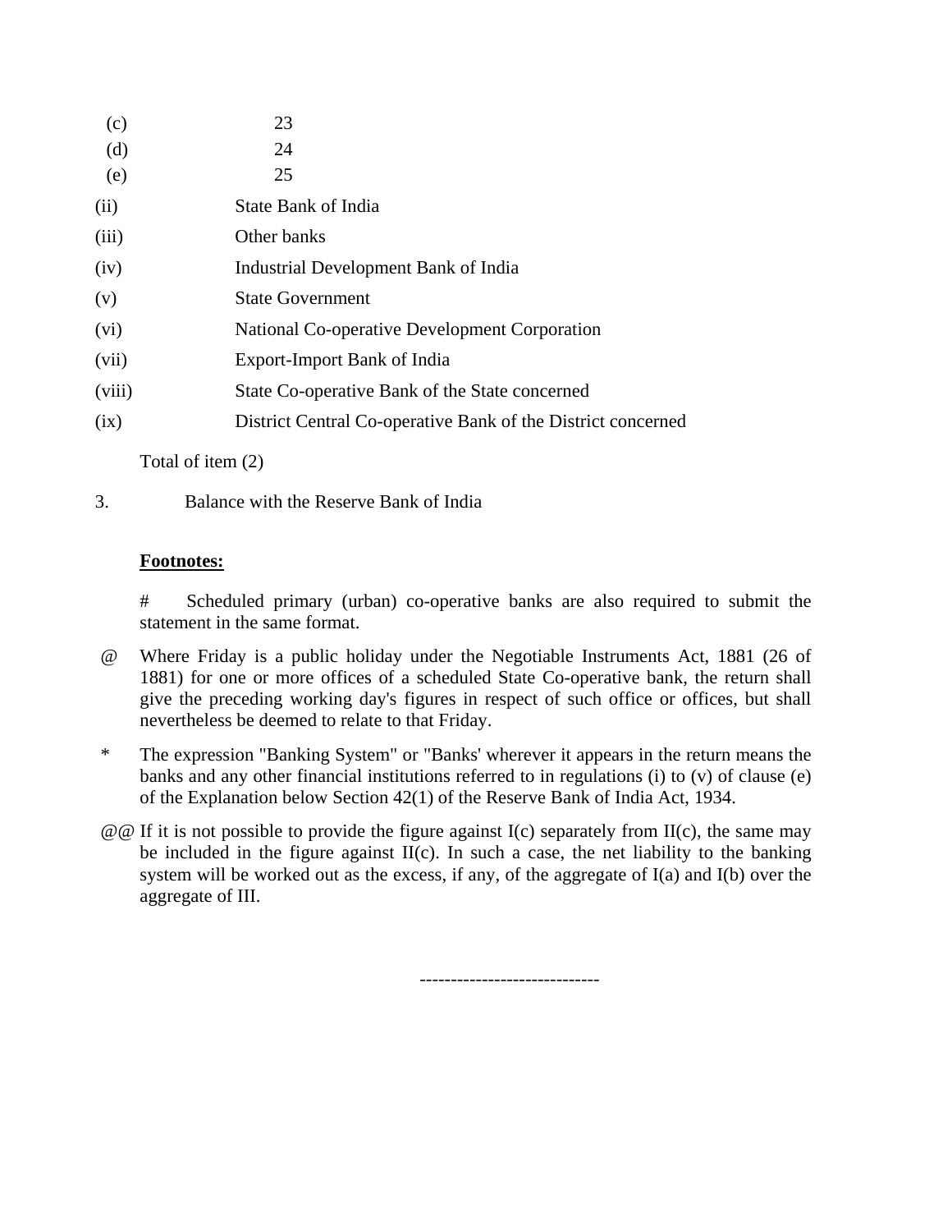| | |
|---|---|
| (c) | 23 |
| (d) | 24 |
| (e) | 25 |
| (ii) | State Bank of India |
| (iii) | Other banks |
| (iv) | Industrial Development Bank of India |
| (v) | State Government |
| (vi) | National Co-operative Development Corporation |
| (vii) | Export-Import Bank of India |
| (viii) | State Co-operative Bank of the State concerned |
| (ix) | District Central Co-operative Bank of the District concerned |

Total of item (2)

3. Balance with the Reserve Bank of India

**Footnotes:**

# Scheduled primary (urban) co-operative banks are also required to submit the statement in the same format.

@ Where Friday is a public holiday under the Negotiable Instruments Act, 1881 (26 of 1881) for one or more offices of a scheduled State Co-operative bank, the return shall give the preceding working day's figures in respect of such office or offices, but shall nevertheless be deemed to relate to that Friday.

* The expression "Banking System" or "Banks' wherever it appears in the return means the banks and any other financial institutions referred to in regulations (i) to (v) of clause (e) of the Explanation below Section 42(1) of the Reserve Bank of India Act, 1934.

@@ If it is not possible to provide the figure against I(c) separately from II(c), the same may be included in the figure against II(c). In such a case, the net liability to the banking system will be worked out as the excess, if any, of the aggregate of I(a) and I(b) over the aggregate of III.

----------------------------